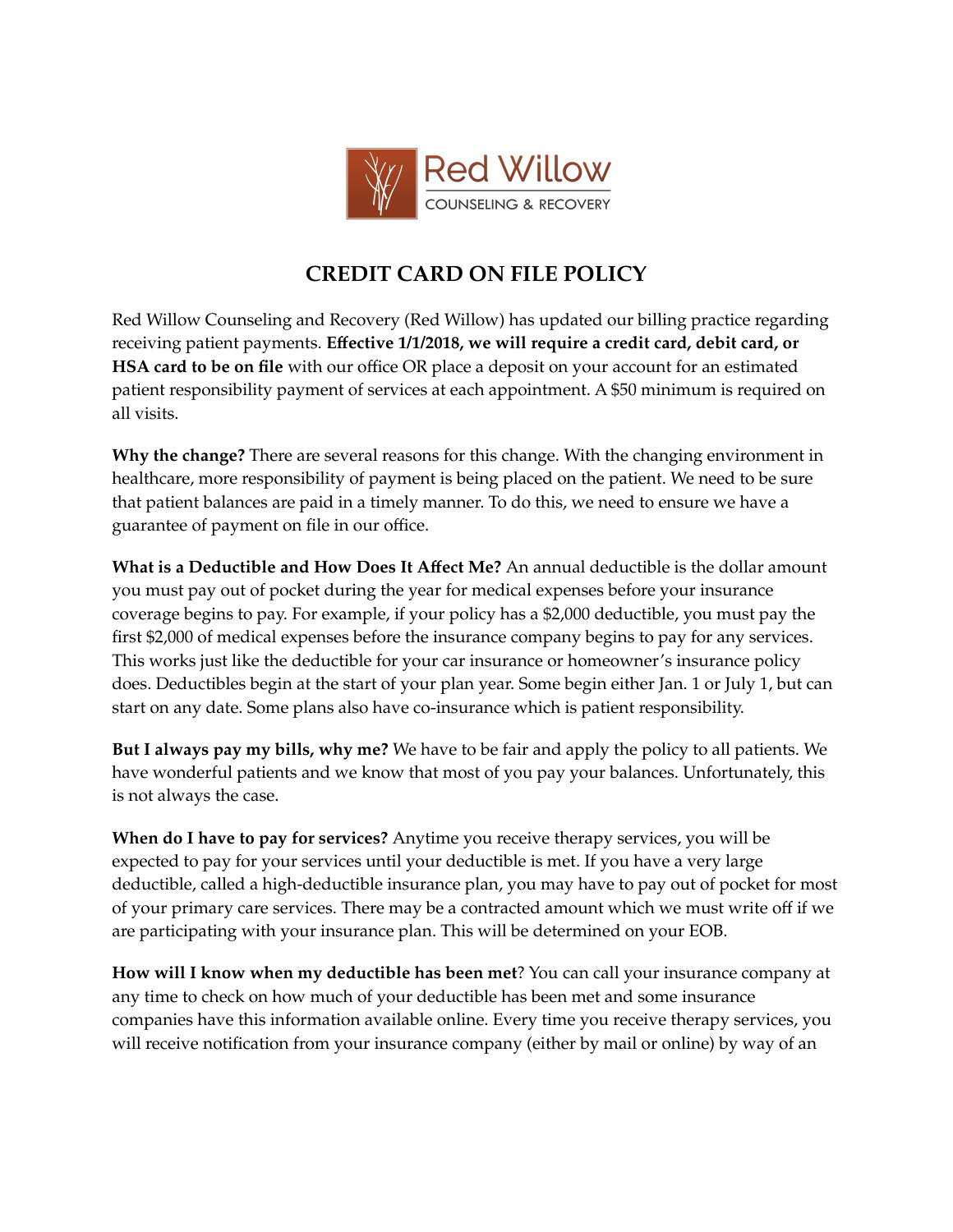Red Willow
COUNSELING & RECOVERY

# CREDIT CARD ON FILE POLICY

Red Willow Counseling and Recovery (Red Willow) has updated our billing practice regarding receiving patient payments. **Effective 1/1/2018, we will require a credit card, debit card, or HSA card to be on file** with our office OR place a deposit on your account for an estimated patient responsibility payment of services at each appointment. A $50 minimum is required on all visits.

**Why the change?** There are several reasons for this change. With the changing environment in healthcare, more responsibility of payment is being placed on the patient. We need to be sure that patient balances are paid in a timely manner. To do this, we need to ensure we have a guarantee of payment on file in our office.

**What is a Deductible and How Does It Affect Me?** An annual deductible is the dollar amount you must pay out of pocket during the year for medical expenses before your insurance coverage begins to pay. For example, if your policy has a $2,000 deductible, you must pay the first $2,000 of medical expenses before the insurance company begins to pay for any services. This works just like the deductible for your car insurance or homeowner's insurance policy does. Deductibles begin at the start of your plan year. Some begin either Jan. 1 or July 1, but can start on any date. Some plans also have co-insurance which is patient responsibility.

**But I always pay my bills, why me?** We have to be fair and apply the policy to all patients. We have wonderful patients and we know that most of you pay your balances. Unfortunately, this is not always the case.

**When do I have to pay for services?** Anytime you receive therapy services, you will be expected to pay for your services until your deductible is met. If you have a very large deductible, called a high-deductible insurance plan, you may have to pay out of pocket for most of your primary care services. There may be a contracted amount which we must write off if we are participating with your insurance plan. This will be determined on your EOB.

**How will I know when my deductible has been met**? You can call your insurance company at any time to check on how much of your deductible has been met and some insurance companies have this information available online. Every time you receive therapy services, you will receive notification from your insurance company (either by mail or online) by way of an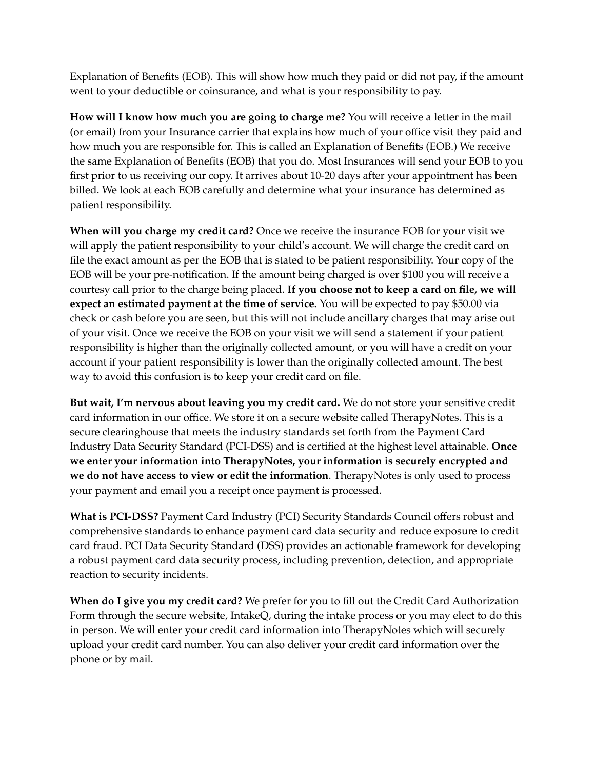Explanation of Benefits (EOB). This will show how much they paid or did not pay, if the amount went to your deductible or coinsurance, and what is your responsibility to pay.

**How will I know how much you are going to charge me?** You will receive a letter in the mail (or email) from your Insurance carrier that explains how much of your office visit they paid and how much you are responsible for. This is called an Explanation of Benefits (EOB.) We receive the same Explanation of Benefits (EOB) that you do. Most Insurances will send your EOB to you first prior to us receiving our copy. It arrives about 10-20 days after your appointment has been billed. We look at each EOB carefully and determine what your insurance has determined as patient responsibility.

**When will you charge my credit card?** Once we receive the insurance EOB for your visit we will apply the patient responsibility to your child's account. We will charge the credit card on file the exact amount as per the EOB that is stated to be patient responsibility. Your copy of the EOB will be your pre-notification. If the amount being charged is over $100 you will receive a courtesy call prior to the charge being placed. **If you choose not to keep a card on file, we will expect an estimated payment at the time of service.** You will be expected to pay $50.00 via check or cash before you are seen, but this will not include ancillary charges that may arise out of your visit. Once we receive the EOB on your visit we will send a statement if your patient responsibility is higher than the originally collected amount, or you will have a credit on your account if your patient responsibility is lower than the originally collected amount. The best way to avoid this confusion is to keep your credit card on file.

**But wait, I'm nervous about leaving you my credit card.** We do not store your sensitive credit card information in our office. We store it on a secure website called TherapyNotes. This is a secure clearinghouse that meets the industry standards set forth from the Payment Card Industry Data Security Standard (PCI-DSS) and is certified at the highest level attainable. **Once we enter your information into TherapyNotes, your information is securely encrypted and we do not have access to view or edit the information**. TherapyNotes is only used to process your payment and email you a receipt once payment is processed.

**What is PCI-DSS?** Payment Card Industry (PCI) Security Standards Council offers robust and comprehensive standards to enhance payment card data security and reduce exposure to credit card fraud. PCI Data Security Standard (DSS) provides an actionable framework for developing a robust payment card data security process, including prevention, detection, and appropriate reaction to security incidents.

**When do I give you my credit card?** We prefer for you to fill out the Credit Card Authorization Form through the secure website, IntakeQ, during the intake process or you may elect to do this in person. We will enter your credit card information into TherapyNotes which will securely upload your credit card number. You can also deliver your credit card information over the phone or by mail.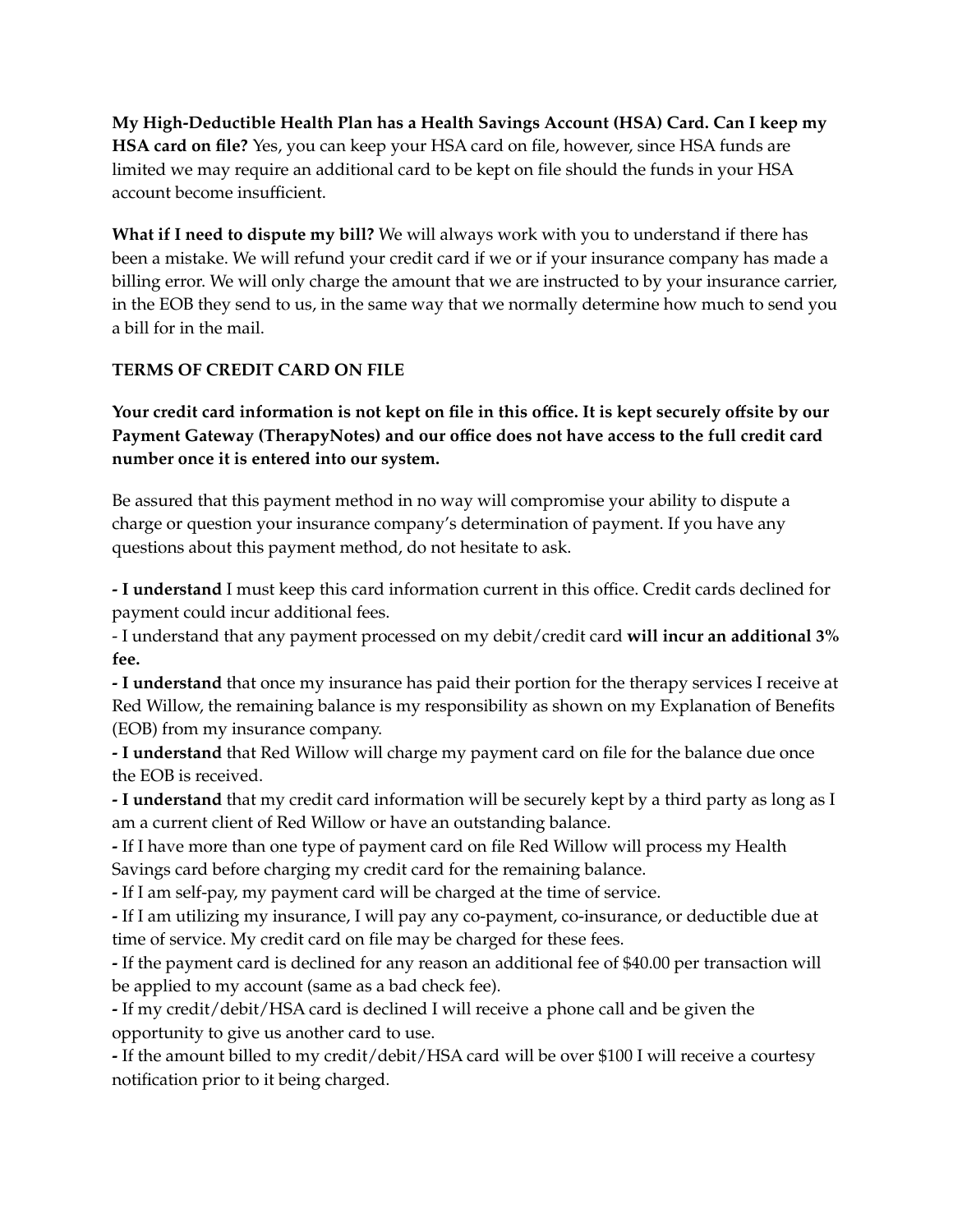**My High-Deductible Health Plan has a Health Savings Account (HSA) Card. Can I keep my HSA card on file?** Yes, you can keep your HSA card on file, however, since HSA funds are limited we may require an additional card to be kept on file should the funds in your HSA account become insufficient.

**What if I need to dispute my bill?** We will always work with you to understand if there has been a mistake. We will refund your credit card if we or if your insurance company has made a billing error. We will only charge the amount that we are instructed to by your insurance carrier, in the EOB they send to us, in the same way that we normally determine how much to send you a bill for in the mail.

**TERMS OF CREDIT CARD ON FILE**

**Your credit card information is not kept on file in this office. It is kept securely offsite by our Payment Gateway (TherapyNotes) and our office does not have access to the full credit card number once it is entered into our system.**

Be assured that this payment method in no way will compromise your ability to dispute a charge or question your insurance company's determination of payment. If you have any questions about this payment method, do not hesitate to ask.

**- I understand** I must keep this card information current in this office. Credit cards declined for payment could incur additional fees.
- I understand that any payment processed on my debit/credit card **will incur an additional 3% fee.**
**- I understand** that once my insurance has paid their portion for the therapy services I receive at Red Willow, the remaining balance is my responsibility as shown on my Explanation of Benefits (EOB) from my insurance company.
**- I understand** that Red Willow will charge my payment card on file for the balance due once the EOB is received.
**- I understand** that my credit card information will be securely kept by a third party as long as I am a current client of Red Willow or have an outstanding balance.
- If I have more than one type of payment card on file Red Willow will process my Health Savings card before charging my credit card for the remaining balance.
- If I am self-pay, my payment card will be charged at the time of service.
- If I am utilizing my insurance, I will pay any co-payment, co-insurance, or deductible due at time of service. My credit card on file may be charged for these fees.
- If the payment card is declined for any reason an additional fee of $40.00 per transaction will be applied to my account (same as a bad check fee).
- If my credit/debit/HSA card is declined I will receive a phone call and be given the opportunity to give us another card to use.
- If the amount billed to my credit/debit/HSA card will be over $100 I will receive a courtesy notification prior to it being charged.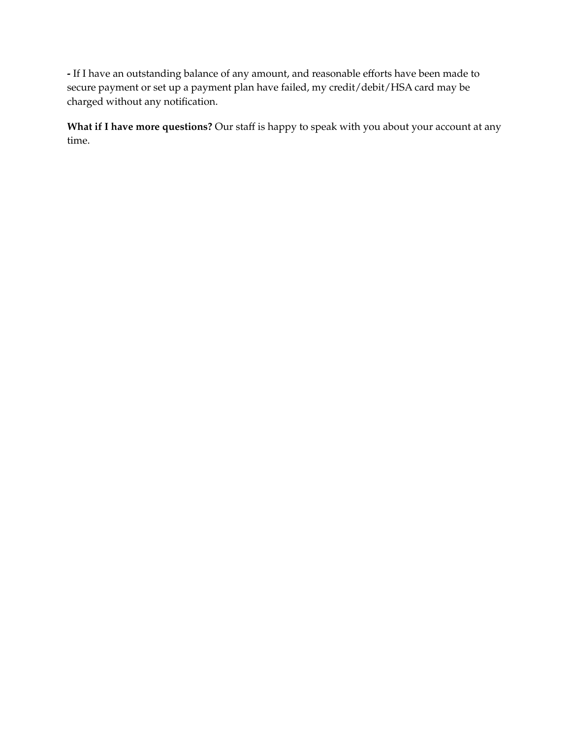- If I have an outstanding balance of any amount, and reasonable efforts have been made to secure payment or set up a payment plan have failed, my credit/debit/HSA card may be charged without any notification.

**What if I have more questions?** Our staff is happy to speak with you about your account at any time.